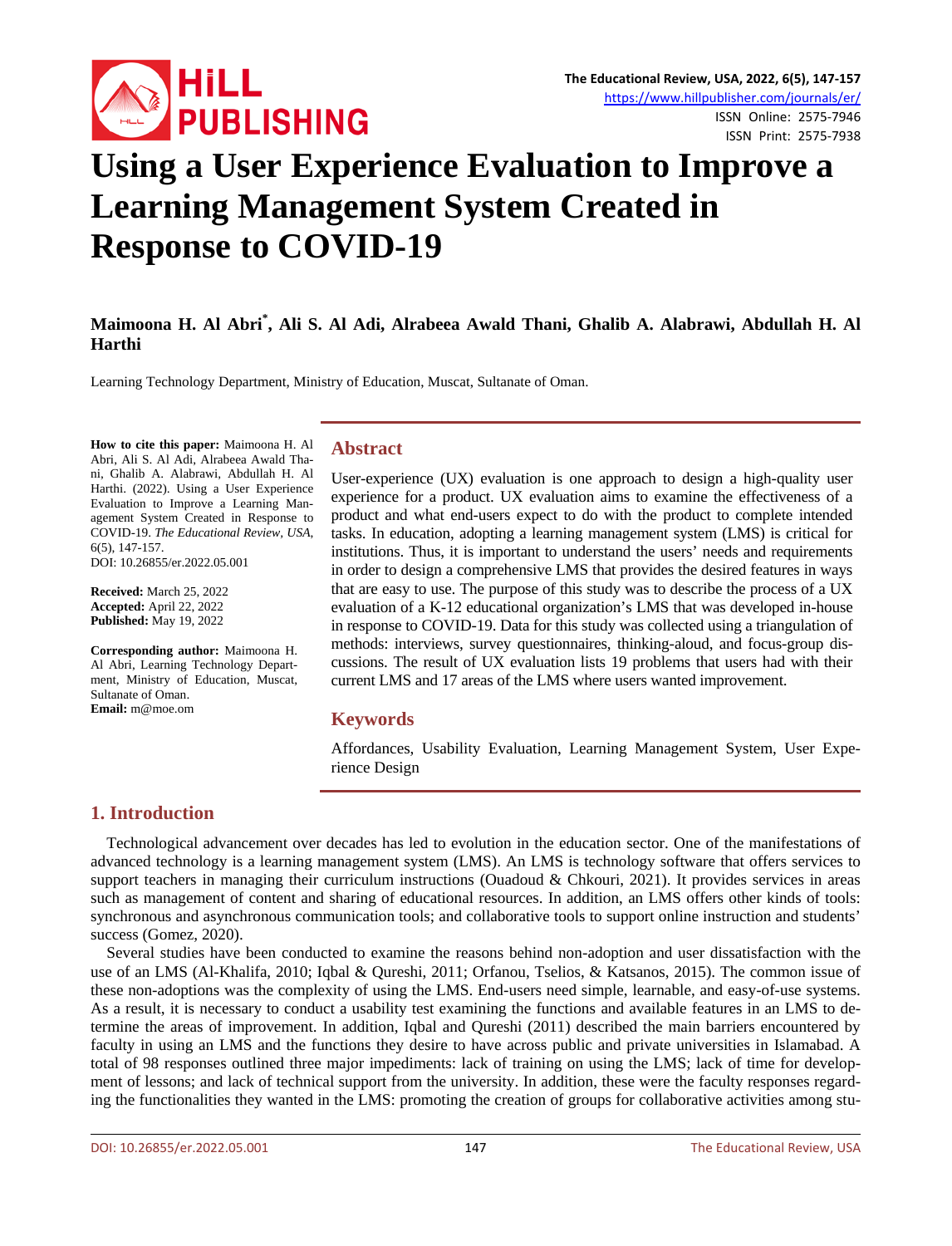// Using a User Experience Evaluation to Improve a Learning Management System Created in Response to COVID-19

# Using a User Experience Evaluation to Improve a Learning Management System Created in Response to COVID-19

**Maimoona H. Al Abri***, **Ali S. Al Adi, Alrabeea Awald Thani, Ghalib A. Alabrawi, Abdullah H. Al Harthi**

Learning Technology Department, Ministry of Education, Muscat, Sultanate of Oman.

**How to cite this paper:** Maimoona H. Al Abri, Ali S. Al Adi, Alrabeea Awald Thani, Ghalib A. Alabrawi, Abdullah H. Al Harthi. (2022). Using a User Experience Evaluation to Improve a Learning Management System Created in Response to COVID-19. *The Educational Review, USA*, 6(5), 147-157.
DOI: 10.26855/er.2022.05.001

**Received:** March 25, 2022
**Accepted:** April 22, 2022
**Published:** May 19, 2022

**Corresponding author:** Maimoona H. Al Abri, Learning Technology Department, Ministry of Education, Muscat, Sultanate of Oman.
**Email:** m@moe.om

## Abstract

User-experience (UX) evaluation is one approach to design a high-quality user experience for a product. UX evaluation aims to examine the effectiveness of a product and what end-users expect to do with the product to complete intended tasks. In education, adopting a learning management system (LMS) is critical for institutions. Thus, it is important to understand the users' needs and requirements in order to design a comprehensive LMS that provides the desired features in ways that are easy to use. The purpose of this study was to describe the process of a UX evaluation of a K-12 educational organization's LMS that was developed in-house in response to COVID-19. Data for this study was collected using a triangulation of methods: interviews, survey questionnaires, thinking-aloud, and focus-group discussions. The result of UX evaluation lists 19 problems that users had with their current LMS and 17 areas of the LMS where users wanted improvement.

## Keywords

Affordances, Usability Evaluation, Learning Management System, User Experience Design

## 1. Introduction

Technological advancement over decades has led to evolution in the education sector. One of the manifestations of advanced technology is a learning management system (LMS). An LMS is technology software that offers services to support teachers in managing their curriculum instructions (Ouadoud & Chkouri, 2021). It provides services in areas such as management of content and sharing of educational resources. In addition, an LMS offers other kinds of tools: synchronous and asynchronous communication tools; and collaborative tools to support online instruction and students' success (Gomez, 2020).

Several studies have been conducted to examine the reasons behind non-adoption and user dissatisfaction with the use of an LMS (Al-Khalifa, 2010; Iqbal & Qureshi, 2011; Orfanou, Tselios, & Katsanos, 2015). The common issue of these non-adoptions was the complexity of using the LMS. End-users need simple, learnable, and easy-of-use systems. As a result, it is necessary to conduct a usability test examining the functions and available features in an LMS to determine the areas of improvement. In addition, Iqbal and Qureshi (2011) described the main barriers encountered by faculty in using an LMS and the functions they desire to have across public and private universities in Islamabad. A total of 98 responses outlined three major impediments: lack of training on using the LMS; lack of time for development of lessons; and lack of technical support from the university. In addition, these were the faculty responses regarding the functionalities they wanted in the LMS: promoting the creation of groups for collaborative activities among stu-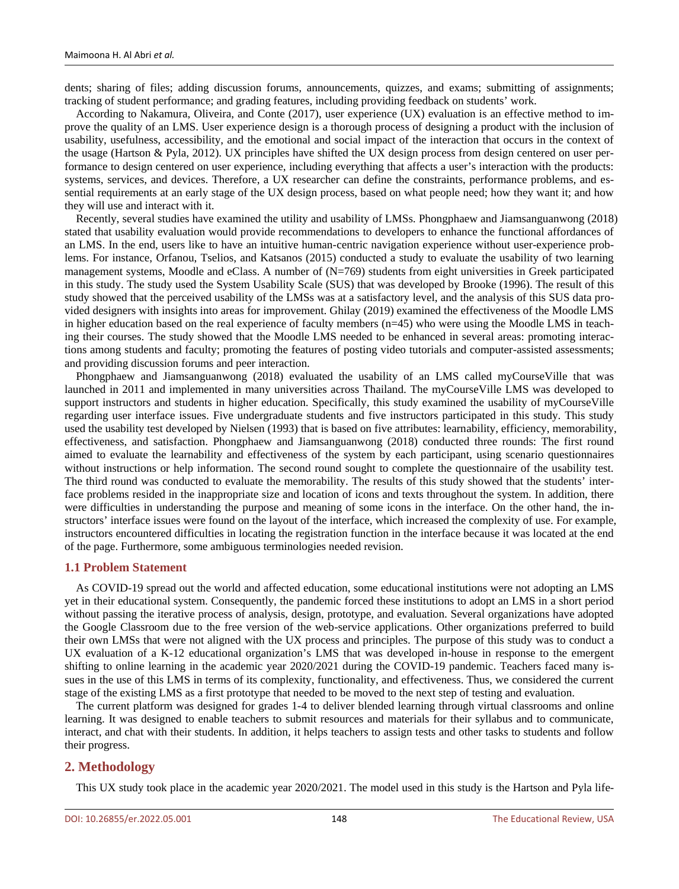dents; sharing of files; adding discussion forums, announcements, quizzes, and exams; submitting of assignments; tracking of student performance; and grading features, including providing feedback on students' work.

According to Nakamura, Oliveira, and Conte (2017), user experience (UX) evaluation is an effective method to improve the quality of an LMS. User experience design is a thorough process of designing a product with the inclusion of usability, usefulness, accessibility, and the emotional and social impact of the interaction that occurs in the context of the usage (Hartson & Pyla, 2012). UX principles have shifted the UX design process from design centered on user performance to design centered on user experience, including everything that affects a user's interaction with the products: systems, services, and devices. Therefore, a UX researcher can define the constraints, performance problems, and essential requirements at an early stage of the UX design process, based on what people need; how they want it; and how they will use and interact with it.

Recently, several studies have examined the utility and usability of LMSs. Phongphaew and Jiamsanguanwong (2018) stated that usability evaluation would provide recommendations to developers to enhance the functional affordances of an LMS. In the end, users like to have an intuitive human-centric navigation experience without user-experience problems. For instance, Orfanou, Tselios, and Katsanos (2015) conducted a study to evaluate the usability of two learning management systems, Moodle and eClass. A number of (N=769) students from eight universities in Greek participated in this study. The study used the System Usability Scale (SUS) that was developed by Brooke (1996). The result of this study showed that the perceived usability of the LMSs was at a satisfactory level, and the analysis of this SUS data provided designers with insights into areas for improvement. Ghilay (2019) examined the effectiveness of the Moodle LMS in higher education based on the real experience of faculty members (n=45) who were using the Moodle LMS in teaching their courses. The study showed that the Moodle LMS needed to be enhanced in several areas: promoting interactions among students and faculty; promoting the features of posting video tutorials and computer-assisted assessments; and providing discussion forums and peer interaction.

Phongphaew and Jiamsanguanwong (2018) evaluated the usability of an LMS called myCourseVille that was launched in 2011 and implemented in many universities across Thailand. The myCourseVille LMS was developed to support instructors and students in higher education. Specifically, this study examined the usability of myCourseVille regarding user interface issues. Five undergraduate students and five instructors participated in this study. This study used the usability test developed by Nielsen (1993) that is based on five attributes: learnability, efficiency, memorability, effectiveness, and satisfaction. Phongphaew and Jiamsanguanwong (2018) conducted three rounds: The first round aimed to evaluate the learnability and effectiveness of the system by each participant, using scenario questionnaires without instructions or help information. The second round sought to complete the questionnaire of the usability test. The third round was conducted to evaluate the memorability. The results of this study showed that the students' interface problems resided in the inappropriate size and location of icons and texts throughout the system. In addition, there were difficulties in understanding the purpose and meaning of some icons in the interface. On the other hand, the instructors' interface issues were found on the layout of the interface, which increased the complexity of use. For example, instructors encountered difficulties in locating the registration function in the interface because it was located at the end of the page. Furthermore, some ambiguous terminologies needed revision.

### 1.1 Problem Statement

As COVID-19 spread out the world and affected education, some educational institutions were not adopting an LMS yet in their educational system. Consequently, the pandemic forced these institutions to adopt an LMS in a short period without passing the iterative process of analysis, design, prototype, and evaluation. Several organizations have adopted the Google Classroom due to the free version of the web-service applications. Other organizations preferred to build their own LMSs that were not aligned with the UX process and principles. The purpose of this study was to conduct a UX evaluation of a K-12 educational organization's LMS that was developed in-house in response to the emergent shifting to online learning in the academic year 2020/2021 during the COVID-19 pandemic. Teachers faced many issues in the use of this LMS in terms of its complexity, functionality, and effectiveness. Thus, we considered the current stage of the existing LMS as a first prototype that needed to be moved to the next step of testing and evaluation.

The current platform was designed for grades 1-4 to deliver blended learning through virtual classrooms and online learning. It was designed to enable teachers to submit resources and materials for their syllabus and to communicate, interact, and chat with their students. In addition, it helps teachers to assign tests and other tasks to students and follow their progress.

## 2. Methodology

This UX study took place in the academic year 2020/2021. The model used in this study is the Hartson and Pyla life-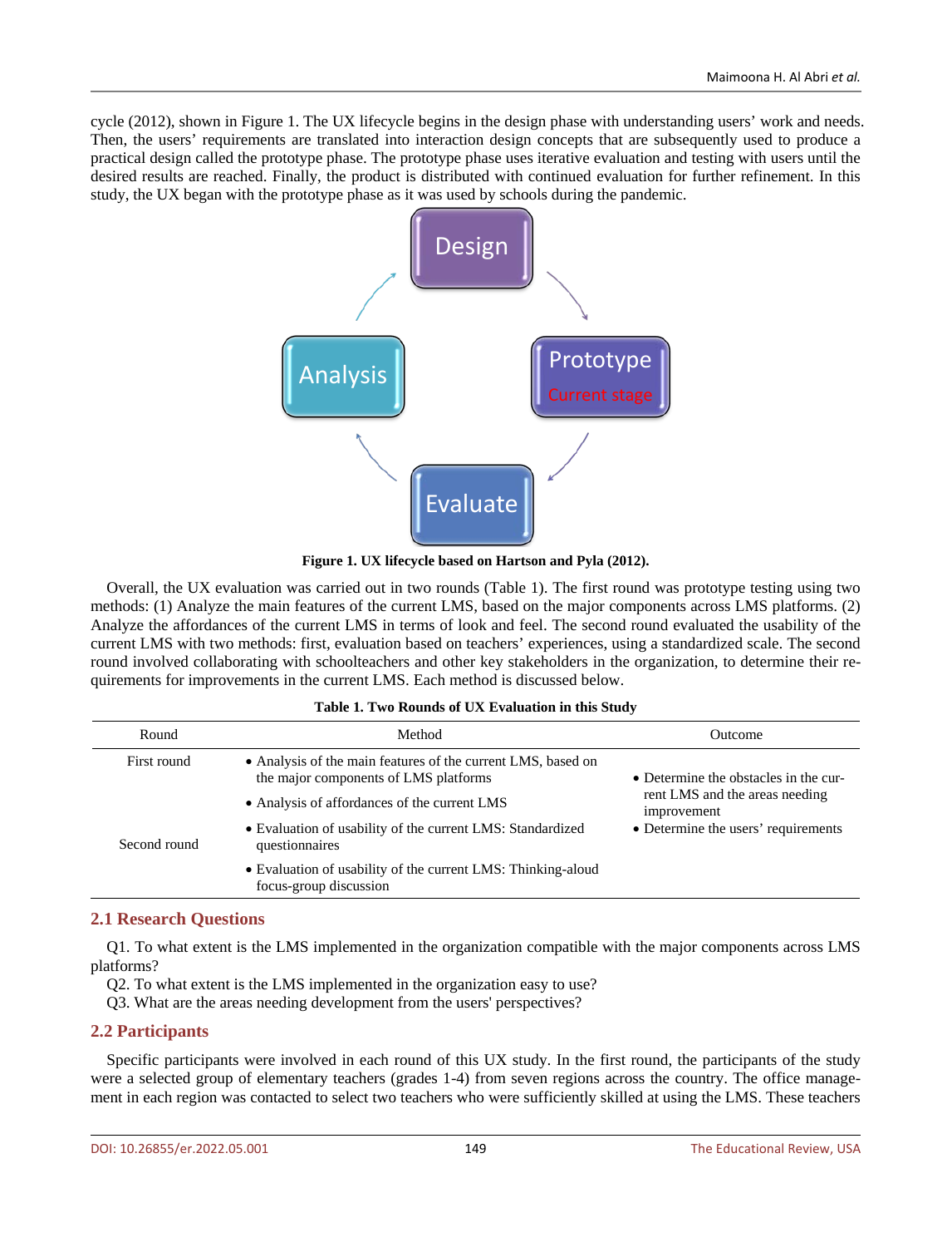cycle (2012), shown in Figure 1. The UX lifecycle begins in the design phase with understanding users' work and needs. Then, the users' requirements are translated into interaction design concepts that are subsequently used to produce a practical design called the prototype phase. The prototype phase uses iterative evaluation and testing with users until the desired results are reached. Finally, the product is distributed with continued evaluation for further refinement. In this study, the UX began with the prototype phase as it was used by schools during the pandemic.

**Figure 1. UX lifecycle based on Hartson and Pyla (2012).**

Overall, the UX evaluation was carried out in two rounds (Table 1). The first round was prototype testing using two methods: (1) Analyze the main features of the current LMS, based on the major components across LMS platforms. (2) Analyze the affordances of the current LMS in terms of look and feel. The second round evaluated the usability of the current LMS with two methods: first, evaluation based on teachers' experiences, using a standardized scale. The second round involved collaborating with schoolteachers and other key stakeholders in the organization, to determine their requirements for improvements in the current LMS. Each method is discussed below.

**Table 1. Two Rounds of UX Evaluation in this Study**

| Round | Method | Outcome |
|---|---|---|
| First round | • Analysis of the main features of the current LMS, based on the major components of LMS platforms | • Determine the obstacles in the current LMS and the areas needing improvement |
| | • Analysis of affordances of the current LMS | • Determine the users' requirements |
| Second round | • Evaluation of usability of the current LMS: Standardized questionnaires | |
| | • Evaluation of usability of the current LMS: Thinking-aloud focus-group discussion | |

## 2.1 Research Questions

Q1. To what extent is the LMS implemented in the organization compatible with the major components across LMS platforms?

Q2. To what extent is the LMS implemented in the organization easy to use?

Q3. What are the areas needing development from the users' perspectives?

## 2.2 Participants

Specific participants were involved in each round of this UX study. In the first round, the participants of the study were a selected group of elementary teachers (grades 1-4) from seven regions across the country. The office management in each region was contacted to select two teachers who were sufficiently skilled at using the LMS. These teachers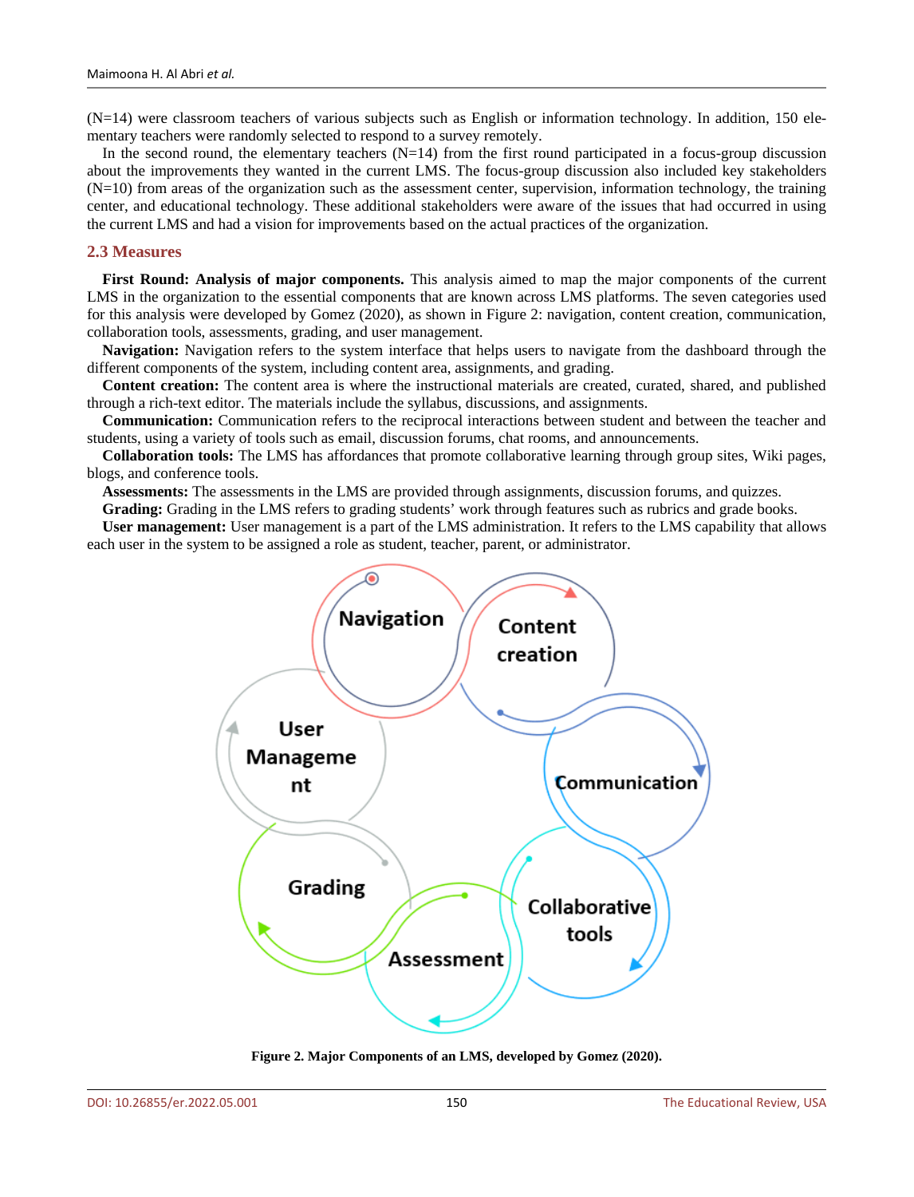(N=14) were classroom teachers of various subjects such as English or information technology. In addition, 150 elementary teachers were randomly selected to respond to a survey remotely.

In the second round, the elementary teachers (N=14) from the first round participated in a focus-group discussion about the improvements they wanted in the current LMS. The focus-group discussion also included key stakeholders (N=10) from areas of the organization such as the assessment center, supervision, information technology, the training center, and educational technology. These additional stakeholders were aware of the issues that had occurred in using the current LMS and had a vision for improvements based on the actual practices of the organization.

## 2.3 Measures

**First Round: Analysis of major components.** This analysis aimed to map the major components of the current LMS in the organization to the essential components that are known across LMS platforms. The seven categories used for this analysis were developed by Gomez (2020), as shown in Figure 2: navigation, content creation, communication, collaboration tools, assessments, grading, and user management.

**Navigation:** Navigation refers to the system interface that helps users to navigate from the dashboard through the different components of the system, including content area, assignments, and grading.

**Content creation:** The content area is where the instructional materials are created, curated, shared, and published through a rich-text editor. The materials include the syllabus, discussions, and assignments.

**Communication:** Communication refers to the reciprocal interactions between student and between the teacher and students, using a variety of tools such as email, discussion forums, chat rooms, and announcements.

**Collaboration tools:** The LMS has affordances that promote collaborative learning through group sites, Wiki pages, blogs, and conference tools.

**Assessments:** The assessments in the LMS are provided through assignments, discussion forums, and quizzes.

**Grading:** Grading in the LMS refers to grading students' work through features such as rubrics and grade books.

**User management:** User management is a part of the LMS administration. It refers to the LMS capability that allows each user in the system to be assigned a role as student, teacher, parent, or administrator.

Navigation, Content creation, Communication, Collaborative tools, Assessment, Grading, User Management

**Figure 2. Major Components of an LMS, developed by Gomez (2020).**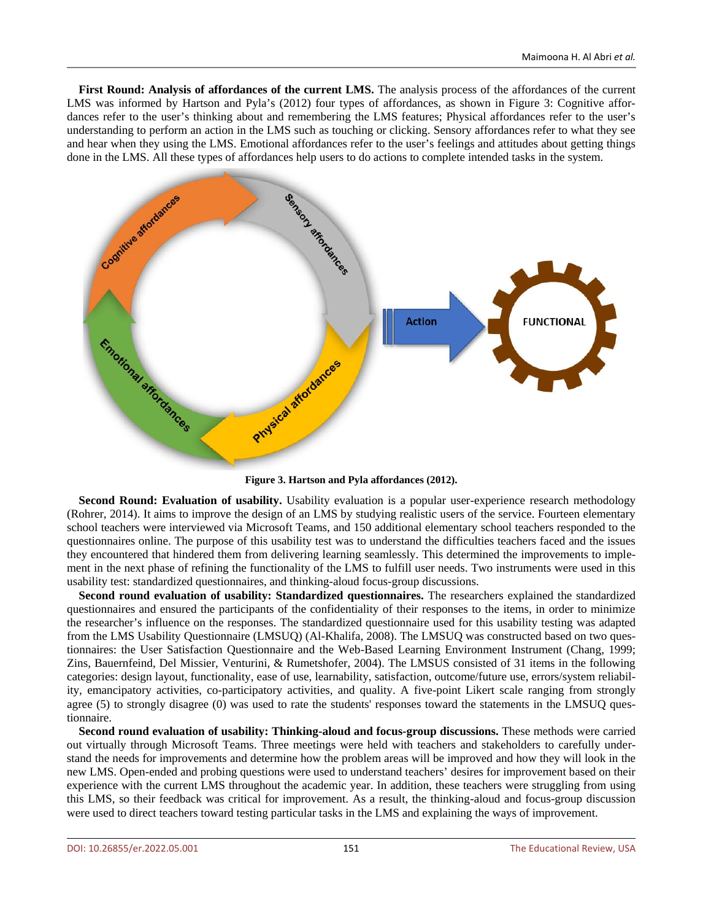**First Round: Analysis of affordances of the current LMS.** The analysis process of the affordances of the current LMS was informed by Hartson and Pyla's (2012) four types of affordances, as shown in Figure 3: Cognitive affordances refer to the user's thinking about and remembering the LMS features; Physical affordances refer to the user's understanding to perform an action in the LMS such as touching or clicking. Sensory affordances refer to what they see and hear when they using the LMS. Emotional affordances refer to the user's feelings and attitudes about getting things done in the LMS. All these types of affordances help users to do actions to complete intended tasks in the system.

**Figure 3. Hartson and Pyla affordances (2012).**

**Second Round: Evaluation of usability.** Usability evaluation is a popular user-experience research methodology (Rohrer, 2014). It aims to improve the design of an LMS by studying realistic users of the service. Fourteen elementary school teachers were interviewed via Microsoft Teams, and 150 additional elementary school teachers responded to the questionnaires online. The purpose of this usability test was to understand the difficulties teachers faced and the issues they encountered that hindered them from delivering learning seamlessly. This determined the improvements to implement in the next phase of refining the functionality of the LMS to fulfill user needs. Two instruments were used in this usability test: standardized questionnaires, and thinking-aloud focus-group discussions.

**Second round evaluation of usability: Standardized questionnaires.** The researchers explained the standardized questionnaires and ensured the participants of the confidentiality of their responses to the items, in order to minimize the researcher's influence on the responses. The standardized questionnaire used for this usability testing was adapted from the LMS Usability Questionnaire (LMSUQ) (Al-Khalifa, 2008). The LMSUQ was constructed based on two questionnaires: the User Satisfaction Questionnaire and the Web-Based Learning Environment Instrument (Chang, 1999; Zins, Bauernfeind, Del Missier, Venturini, & Rumetshofer, 2004). The LMSUS consisted of 31 items in the following categories: design layout, functionality, ease of use, learnability, satisfaction, outcome/future use, errors/system reliability, emancipatory activities, co-participatory activities, and quality. A five-point Likert scale ranging from strongly agree (5) to strongly disagree (0) was used to rate the students' responses toward the statements in the LMSUQ questionnaire.

**Second round evaluation of usability: Thinking-aloud and focus-group discussions.** These methods were carried out virtually through Microsoft Teams. Three meetings were held with teachers and stakeholders to carefully understand the needs for improvements and determine how the problem areas will be improved and how they will look in the new LMS. Open-ended and probing questions were used to understand teachers' desires for improvement based on their experience with the current LMS throughout the academic year. In addition, these teachers were struggling from using this LMS, so their feedback was critical for improvement. As a result, the thinking-aloud and focus-group discussion were used to direct teachers toward testing particular tasks in the LMS and explaining the ways of improvement.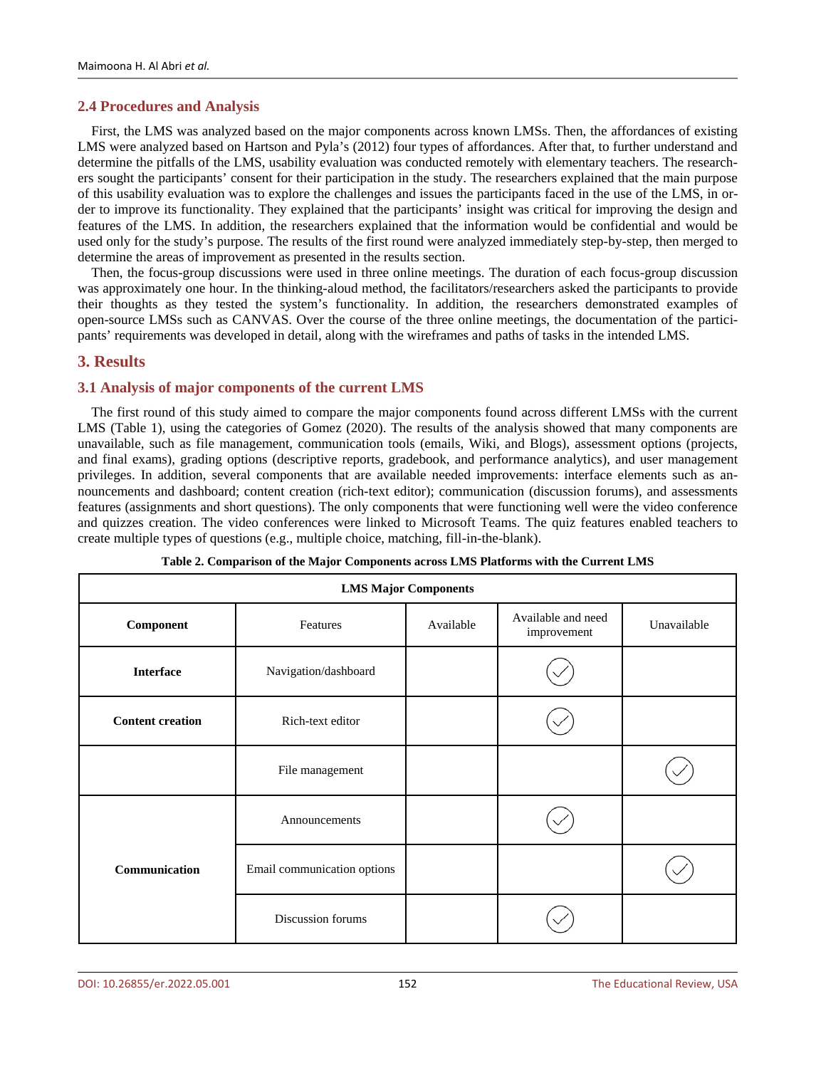## 2.4 Procedures and Analysis

First, the LMS was analyzed based on the major components across known LMSs. Then, the affordances of existing LMS were analyzed based on Hartson and Pyla's (2012) four types of affordances. After that, to further understand and determine the pitfalls of the LMS, usability evaluation was conducted remotely with elementary teachers. The researchers sought the participants' consent for their participation in the study. The researchers explained that the main purpose of this usability evaluation was to explore the challenges and issues the participants faced in the use of the LMS, in order to improve its functionality. They explained that the participants' insight was critical for improving the design and features of the LMS. In addition, the researchers explained that the information would be confidential and would be used only for the study's purpose. The results of the first round were analyzed immediately step-by-step, then merged to determine the areas of improvement as presented in the results section.

Then, the focus-group discussions were used in three online meetings. The duration of each focus-group discussion was approximately one hour. In the thinking-aloud method, the facilitators/researchers asked the participants to provide their thoughts as they tested the system's functionality. In addition, the researchers demonstrated examples of open-source LMSs such as CANVAS. Over the course of the three online meetings, the documentation of the participants' requirements was developed in detail, along with the wireframes and paths of tasks in the intended LMS.

# 3. Results

## 3.1 Analysis of major components of the current LMS

The first round of this study aimed to compare the major components found across different LMSs with the current LMS (Table 1), using the categories of Gomez (2020). The results of the analysis showed that many components are unavailable, such as file management, communication tools (emails, Wiki, and Blogs), assessment options (projects, and final exams), grading options (descriptive reports, gradebook, and performance analytics), and user management privileges. In addition, several components that are available needed improvements: interface elements such as announcements and dashboard; content creation (rich-text editor); communication (discussion forums), and assessments features (assignments and short questions). The only components that were functioning well were the video conference and quizzes creation. The video conferences were linked to Microsoft Teams. The quiz features enabled teachers to create multiple types of questions (e.g., multiple choice, matching, fill-in-the-blank).

**Table 2. Comparison of the Major Components across LMS Platforms with the Current LMS**

| LMS Major Components | | | | |
|---|---|---|---|---|
| **Component** | Features | Available | Available and need improvement | Unavailable |
| **Interface** | Navigation/dashboard | | ✓ | |
| **Content creation** | Rich-text editor | | ✓ | |
| | File management | | | ✓ |
| **Communication** | Announcements | | ✓ | |
| | Email communication options | | | ✓ |
| | Discussion forums | | ✓ | |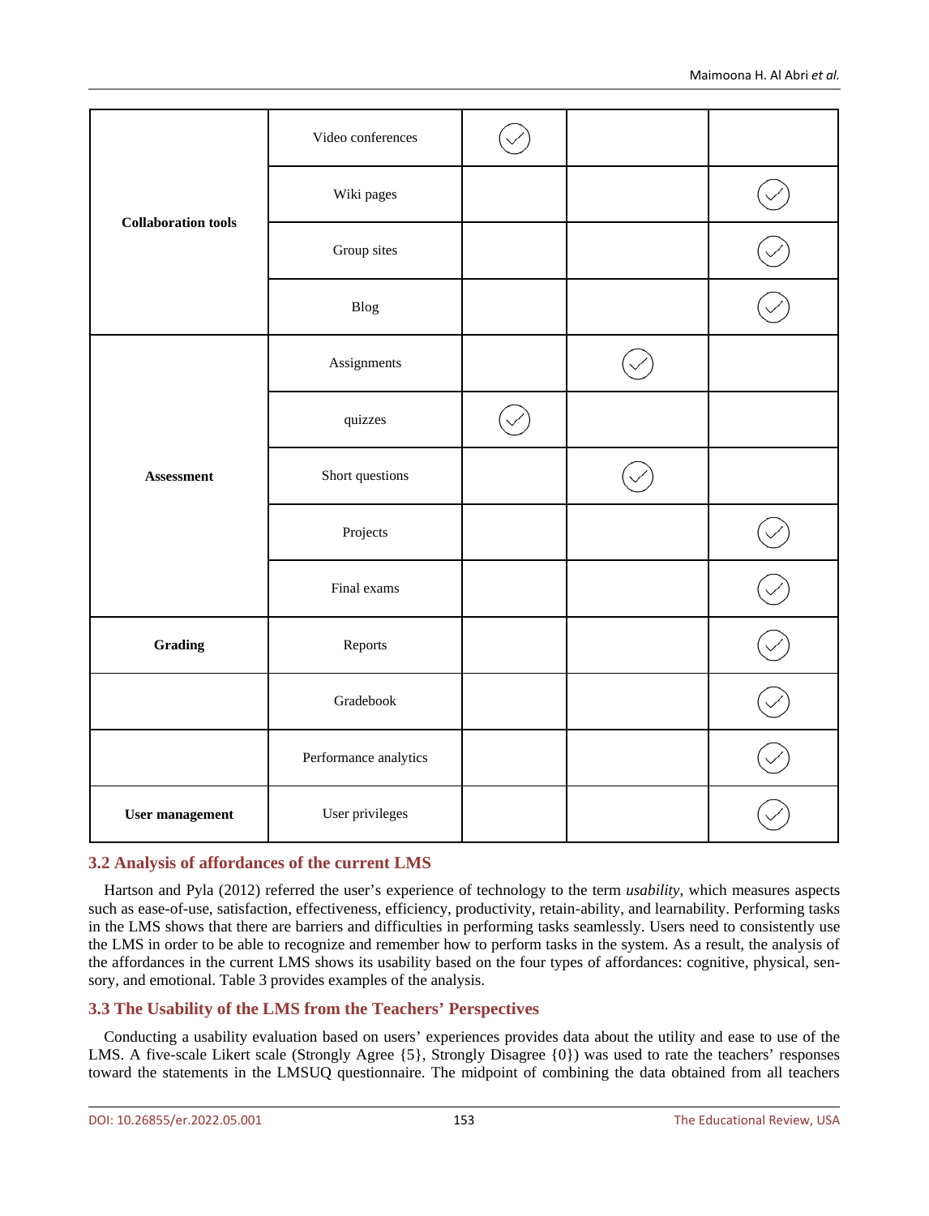| | | | | |
|---|---|---|---|---|
| **Collaboration tools** | Video conferences | ✓ | | |
| | Wiki pages | | | ✓ |
| | Group sites | | | ✓ |
| | Blog | | | ✓ |
| **Assessment** | Assignments | | ✓ | |
| | quizzes | ✓ | | |
| | Short questions | | ✓ | |
| | Projects | | | ✓ |
| | Final exams | | | ✓ |
| **Grading** | Reports | | | ✓ |
| | Gradebook | | | ✓ |
| | Performance analytics | | | ✓ |
| **User management** | User privileges | | | ✓ |

### 3.2 Analysis of affordances of the current LMS

Hartson and Pyla (2012) referred the user's experience of technology to the term *usability*, which measures aspects such as ease-of-use, satisfaction, effectiveness, efficiency, productivity, retain-ability, and learnability. Performing tasks in the LMS shows that there are barriers and difficulties in performing tasks seamlessly. Users need to consistently use the LMS in order to be able to recognize and remember how to perform tasks in the system. As a result, the analysis of the affordances in the current LMS shows its usability based on the four types of affordances: cognitive, physical, sensory, and emotional. Table 3 provides examples of the analysis.

### 3.3 The Usability of the LMS from the Teachers' Perspectives

Conducting a usability evaluation based on users' experiences provides data about the utility and ease to use of the LMS. A five-scale Likert scale (Strongly Agree {5}, Strongly Disagree {0}) was used to rate the teachers' responses toward the statements in the LMSUQ questionnaire. The midpoint of combining the data obtained from all teachers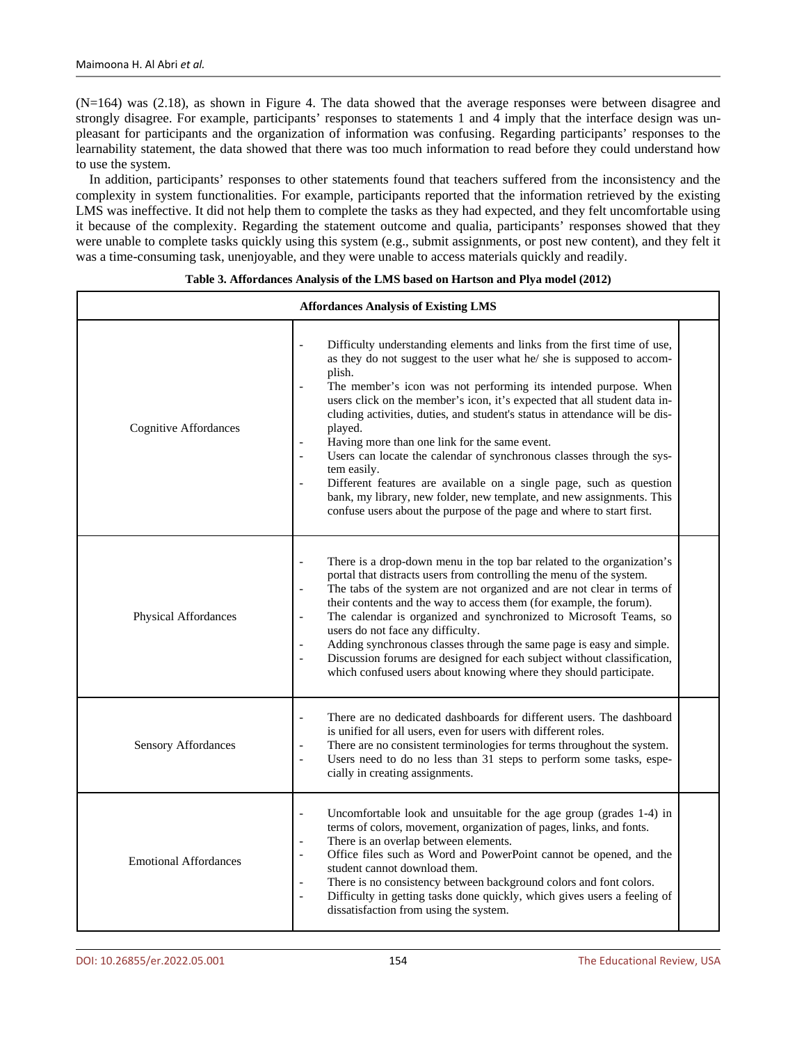(N=164) was (2.18), as shown in Figure 4. The data showed that the average responses were between disagree and strongly disagree. For example, participants' responses to statements 1 and 4 imply that the interface design was unpleasant for participants and the organization of information was confusing. Regarding participants' responses to the learnability statement, the data showed that there was too much information to read before they could understand how to use the system.

In addition, participants' responses to other statements found that teachers suffered from the inconsistency and the complexity in system functionalities. For example, participants reported that the information retrieved by the existing LMS was ineffective. It did not help them to complete the tasks as they had expected, and they felt uncomfortable using it because of the complexity. Regarding the statement outcome and qualia, participants' responses showed that they were unable to complete tasks quickly using this system (e.g., submit assignments, or post new content), and they felt it was a time-consuming task, unenjoyable, and they were unable to access materials quickly and readily.

**Table 3. Affordances Analysis of the LMS based on Hartson and Plya model (2012)**

| Affordances Analysis of Existing LMS | | |
|---|---|---|
| Cognitive Affordances | - Difficulty understanding elements and links from the first time of use, as they do not suggest to the user what he/ she is supposed to accomplish.<br>- The member's icon was not performing its intended purpose. When users click on the member's icon, it's expected that all student data including activities, duties, and student's status in attendance will be displayed.<br>- Having more than one link for the same event.<br>- Users can locate the calendar of synchronous classes through the system easily.<br>- Different features are available on a single page, such as question bank, my library, new folder, new template, and new assignments. This confuse users about the purpose of the page and where to start first. | |
| Physical Affordances | - There is a drop-down menu in the top bar related to the organization's portal that distracts users from controlling the menu of the system.<br>- The tabs of the system are not organized and are not clear in terms of their contents and the way to access them (for example, the forum).<br>- The calendar is organized and synchronized to Microsoft Teams, so users do not face any difficulty.<br>- Adding synchronous classes through the same page is easy and simple.<br>- Discussion forums are designed for each subject without classification, which confused users about knowing where they should participate. | |
| Sensory Affordances | - There are no dedicated dashboards for different users. The dashboard is unified for all users, even for users with different roles.<br>- There are no consistent terminologies for terms throughout the system.<br>- Users need to do no less than 31 steps to perform some tasks, especially in creating assignments. | |
| Emotional Affordances | - Uncomfortable look and unsuitable for the age group (grades 1-4) in terms of colors, movement, organization of pages, links, and fonts.<br>- There is an overlap between elements.<br>- Office files such as Word and PowerPoint cannot be opened, and the student cannot download them.<br>- There is no consistency between background colors and font colors.<br>- Difficulty in getting tasks done quickly, which gives users a feeling of dissatisfaction from using the system. | |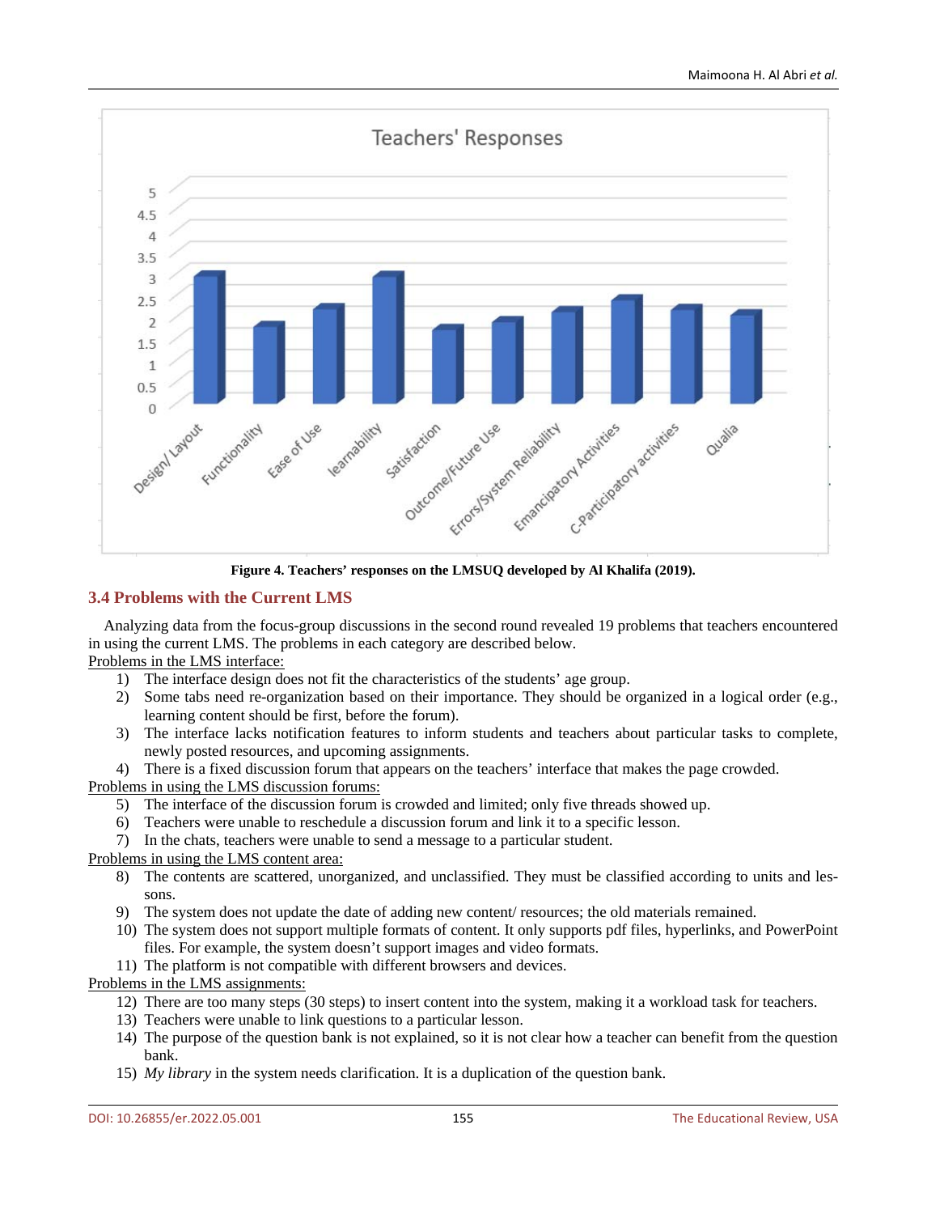Figure 4. Teachers' responses on the LMSUQ developed by Al Khalifa (2019).

## 3.4 Problems with the Current LMS

Analyzing data from the focus-group discussions in the second round revealed 19 problems that teachers encountered in using the current LMS. The problems in each category are described below.

Problems in the LMS interface:

1) The interface design does not fit the characteristics of the students' age group.
2) Some tabs need re-organization based on their importance. They should be organized in a logical order (e.g., learning content should be first, before the forum).
3) The interface lacks notification features to inform students and teachers about particular tasks to complete, newly posted resources, and upcoming assignments.
4) There is a fixed discussion forum that appears on the teachers' interface that makes the page crowded.

Problems in using the LMS discussion forums:

5) The interface of the discussion forum is crowded and limited; only five threads showed up.
6) Teachers were unable to reschedule a discussion forum and link it to a specific lesson.
7) In the chats, teachers were unable to send a message to a particular student.

Problems in using the LMS content area:

8) The contents are scattered, unorganized, and unclassified. They must be classified according to units and lessons.
9) The system does not update the date of adding new content/ resources; the old materials remained.
10) The system does not support multiple formats of content. It only supports pdf files, hyperlinks, and PowerPoint files. For example, the system doesn't support images and video formats.
11) The platform is not compatible with different browsers and devices.

Problems in the LMS assignments:

12) There are too many steps (30 steps) to insert content into the system, making it a workload task for teachers.
13) Teachers were unable to link questions to a particular lesson.
14) The purpose of the question bank is not explained, so it is not clear how a teacher can benefit from the question bank.
15) *My library* in the system needs clarification. It is a duplication of the question bank.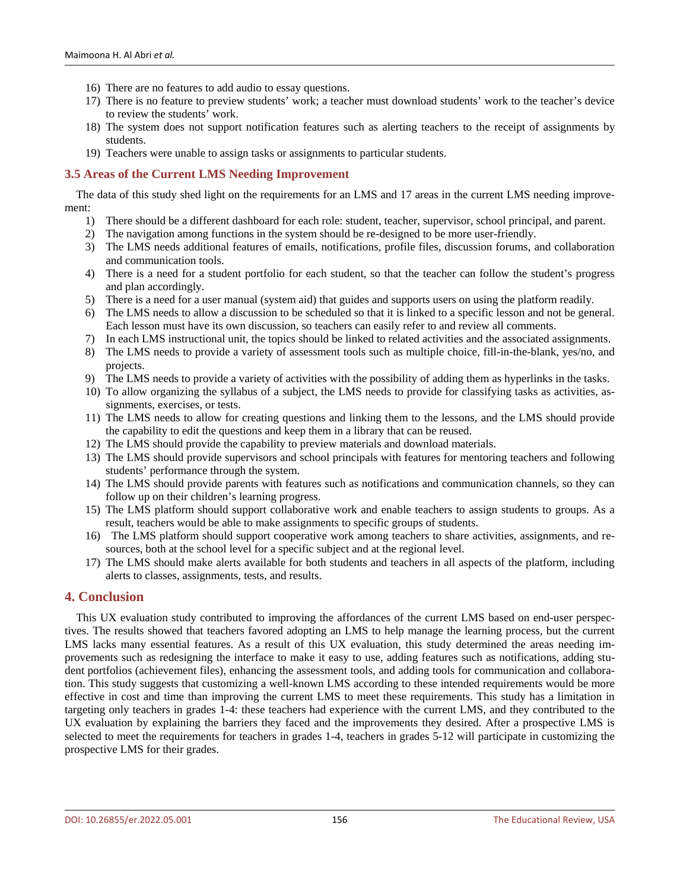16) There are no features to add audio to essay questions.
17) There is no feature to preview students' work; a teacher must download students' work to the teacher's device to review the students' work.
18) The system does not support notification features such as alerting teachers to the receipt of assignments by students.
19) Teachers were unable to assign tasks or assignments to particular students.

### 3.5 Areas of the Current LMS Needing Improvement

The data of this study shed light on the requirements for an LMS and 17 areas in the current LMS needing improvement:

1) There should be a different dashboard for each role: student, teacher, supervisor, school principal, and parent.
2) The navigation among functions in the system should be re-designed to be more user-friendly.
3) The LMS needs additional features of emails, notifications, profile files, discussion forums, and collaboration and communication tools.
4) There is a need for a student portfolio for each student, so that the teacher can follow the student's progress and plan accordingly.
5) There is a need for a user manual (system aid) that guides and supports users on using the platform readily.
6) The LMS needs to allow a discussion to be scheduled so that it is linked to a specific lesson and not be general. Each lesson must have its own discussion, so teachers can easily refer to and review all comments.
7) In each LMS instructional unit, the topics should be linked to related activities and the associated assignments.
8) The LMS needs to provide a variety of assessment tools such as multiple choice, fill-in-the-blank, yes/no, and projects.
9) The LMS needs to provide a variety of activities with the possibility of adding them as hyperlinks in the tasks.
10) To allow organizing the syllabus of a subject, the LMS needs to provide for classifying tasks as activities, assignments, exercises, or tests.
11) The LMS needs to allow for creating questions and linking them to the lessons, and the LMS should provide the capability to edit the questions and keep them in a library that can be reused.
12) The LMS should provide the capability to preview materials and download materials.
13) The LMS should provide supervisors and school principals with features for mentoring teachers and following students' performance through the system.
14) The LMS should provide parents with features such as notifications and communication channels, so they can follow up on their children's learning progress.
15) The LMS platform should support collaborative work and enable teachers to assign students to groups. As a result, teachers would be able to make assignments to specific groups of students.
16) The LMS platform should support cooperative work among teachers to share activities, assignments, and resources, both at the school level for a specific subject and at the regional level.
17) The LMS should make alerts available for both students and teachers in all aspects of the platform, including alerts to classes, assignments, tests, and results.

## 4. Conclusion

This UX evaluation study contributed to improving the affordances of the current LMS based on end-user perspectives. The results showed that teachers favored adopting an LMS to help manage the learning process, but the current LMS lacks many essential features. As a result of this UX evaluation, this study determined the areas needing improvements such as redesigning the interface to make it easy to use, adding features such as notifications, adding student portfolios (achievement files), enhancing the assessment tools, and adding tools for communication and collaboration. This study suggests that customizing a well-known LMS according to these intended requirements would be more effective in cost and time than improving the current LMS to meet these requirements. This study has a limitation in targeting only teachers in grades 1-4: these teachers had experience with the current LMS, and they contributed to the UX evaluation by explaining the barriers they faced and the improvements they desired. After a prospective LMS is selected to meet the requirements for teachers in grades 1-4, teachers in grades 5-12 will participate in customizing the prospective LMS for their grades.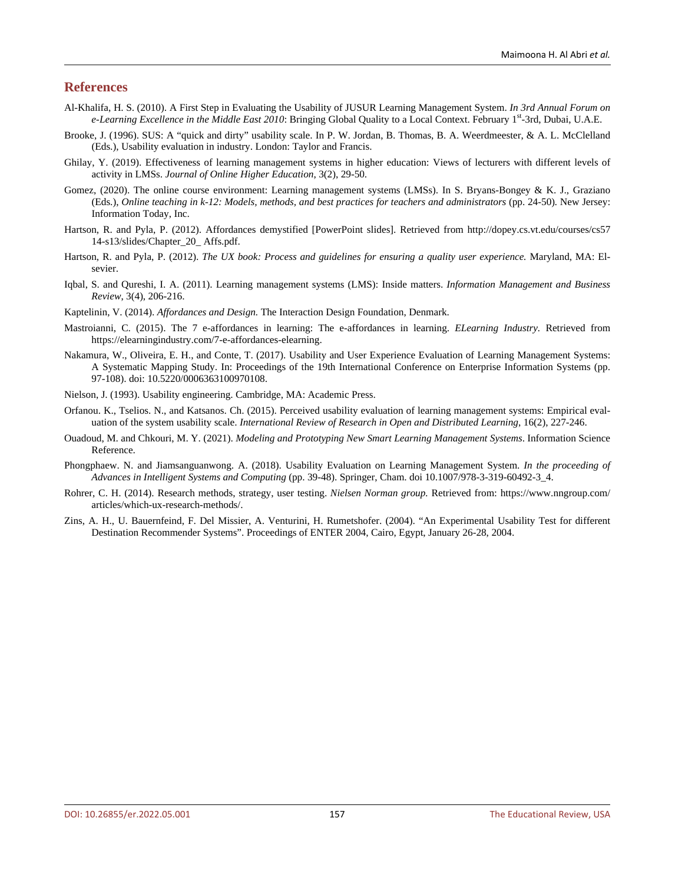## References

Al-Khalifa, H. S. (2010). A First Step in Evaluating the Usability of JUSUR Learning Management System. *In 3rd Annual Forum on e-Learning Excellence in the Middle East 2010*: Bringing Global Quality to a Local Context. February 1st-3rd, Dubai, U.A.E.

Brooke, J. (1996). SUS: A "quick and dirty" usability scale. In P. W. Jordan, B. Thomas, B. A. Weerdmeester, & A. L. McClelland (Eds.), Usability evaluation in industry. London: Taylor and Francis.

Ghilay, Y. (2019). Effectiveness of learning management systems in higher education: Views of lecturers with different levels of activity in LMSs. *Journal of Online Higher Education*, 3(2), 29-50.

Gomez, (2020). The online course environment: Learning management systems (LMSs). In S. Bryans-Bongey & K. J., Graziano (Eds.), *Online teaching in k-12: Models, methods, and best practices for teachers and administrators* (pp. 24-50). New Jersey: Information Today, Inc.

Hartson, R. and Pyla, P. (2012). Affordances demystified [PowerPoint slides]. Retrieved from http://dopey.cs.vt.edu/courses/cs5714-s13/slides/Chapter_20_ Affs.pdf.

Hartson, R. and Pyla, P. (2012). *The UX book: Process and guidelines for ensuring a quality user experience.* Maryland, MA: Elsevier.

Iqbal, S. and Qureshi, I. A. (2011). Learning management systems (LMS): Inside matters. *Information Management and Business Review*, 3(4), 206-216.

Kaptelinin, V. (2014). *Affordances and Design.* The Interaction Design Foundation, Denmark.

Mastroianni, C. (2015). The 7 e-affordances in learning: The e-affordances in learning. *ELearning Industry.* Retrieved from https://elearningindustry.com/7-e-affordances-elearning.

Nakamura, W., Oliveira, E. H., and Conte, T. (2017). Usability and User Experience Evaluation of Learning Management Systems: A Systematic Mapping Study. In: Proceedings of the 19th International Conference on Enterprise Information Systems (pp. 97-108). doi: 10.5220/0006363100970108.

Nielson, J. (1993). Usability engineering. Cambridge, MA: Academic Press.

Orfanou. K., Tselios. N., and Katsanos. Ch. (2015). Perceived usability evaluation of learning management systems: Empirical evaluation of the system usability scale. *International Review of Research in Open and Distributed Learning*, 16(2), 227-246.

Ouadoud, M. and Chkouri, M. Y. (2021). *Modeling and Prototyping New Smart Learning Management Systems*. Information Science Reference.

Phongphaew. N. and Jiamsanguanwong. A. (2018). Usability Evaluation on Learning Management System. *In the proceeding of Advances in Intelligent Systems and Computing* (pp. 39-48). Springer, Cham. doi 10.1007/978-3-319-60492-3_4.

Rohrer, C. H. (2014). Research methods, strategy, user testing. *Nielsen Norman group.* Retrieved from: https://www.nngroup.com/articles/which-ux-research-methods/.

Zins, A. H., U. Bauernfeind, F. Del Missier, A. Venturini, H. Rumetshofer. (2004). "An Experimental Usability Test for different Destination Recommender Systems". Proceedings of ENTER 2004, Cairo, Egypt, January 26-28, 2004.